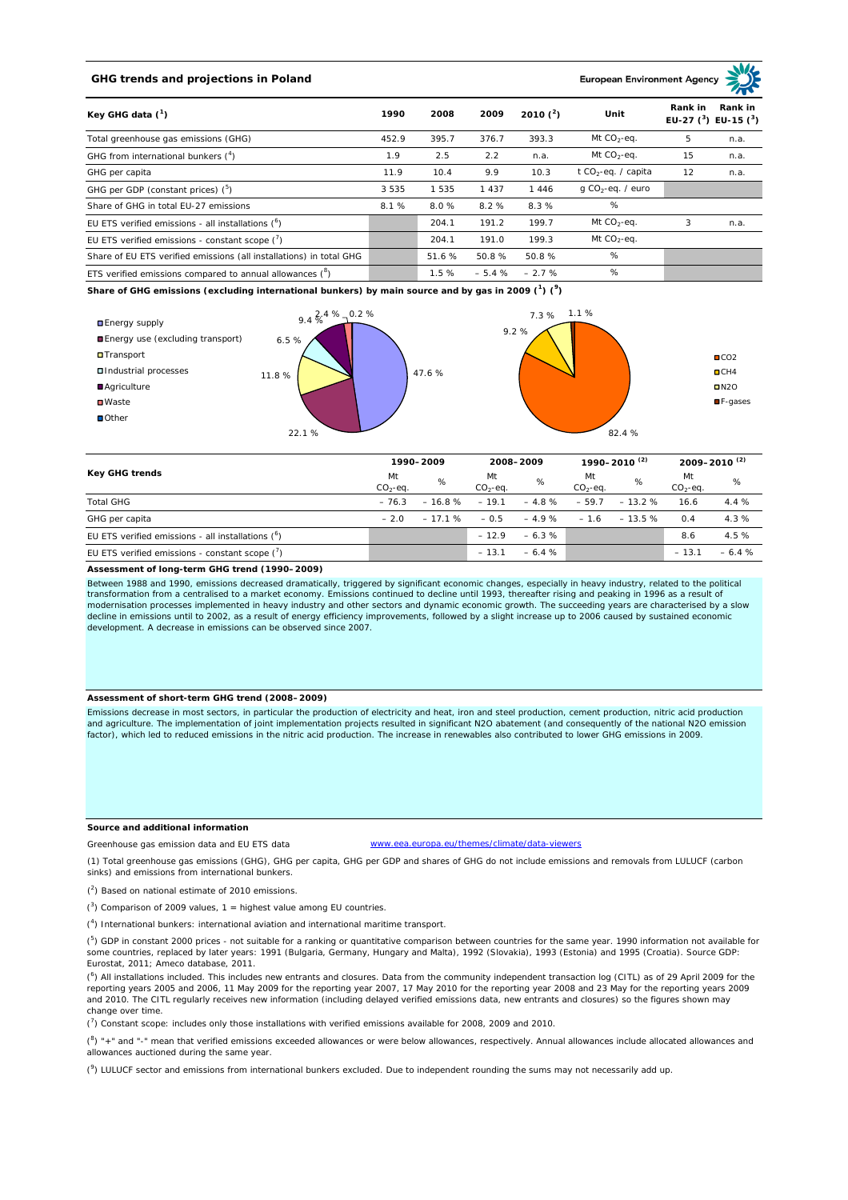## GHG trends and projections in Poland

European Environment Agency

| Key GHG data [1] | 1990 | 2008 | 2009 | 2010 [2] | Unit | Rank in EU-27 [3] | Rank in EU-15 [3] |
|---|---|---|---|---|---|---|---|
| Total greenhouse gas emissions (GHG) | 452.9 | 395.7 | 376.7 | 393.3 | Mt $CO_2$-eq. | 5 | n.a. |
| GHG from international bunkers [4] | 1.9 | 2.5 | 2.2 | n.a. | Mt $CO_2$-eq. | 15 | n.a. |
| GHG per capita | 11.9 | 10.4 | 9.9 | 10.3 | t $CO_2$-eq. / capita | 12 | n.a. |
| GHG per GDP (constant prices) [5] | 3 535 | 1 535 | 1 437 | 1 446 | g $CO_2$-eq. / euro | | |
| Share of GHG in total EU-27 emissions | 8.1 % | 8.0 % | 8.2 % | 8.3 % | % | | |
| EU ETS verified emissions - all installations [6] | | 204.1 | 191.2 | 199.7 | Mt $CO_2$-eq. | 3 | n.a. |
| EU ETS verified emissions - constant scope [7] | | 204.1 | 191.0 | 199.3 | Mt $CO_2$-eq. | | |
| Share of EU ETS verified emissions (all installations) in total GHG | | 51.6 % | 50.8 % | 50.8 % | % | | |
| ETS verified emissions compared to annual allowances [8] | | 1.5 % | – 5.4 % | – 2.7 % | % | | |

**Share of GHG emissions (excluding international bunkers) by main source and by gas in 2009 [1] [9]**

By main source: Energy supply 47.6 %; Energy use (excluding transport) 22.1 %; Transport 11.8 %; Industrial processes 6.5 %; Agriculture 9.4 %; Waste 2.4 %; Other 0.2 %

By gas: $CO_2$ 82.4 %; $CH_4$ 9.2 %; $N_2O$ 7.3 %; F-gases 1.1 %

| Key GHG trends | 1990–2009 | | 2008–2009 | | 1990–2010 [2] | | 2009–2010 [2] | |
|---|---|---|---|---|---|---|---|---|
| | Mt $CO_2$-eq. | % | Mt $CO_2$-eq. | % | Mt $CO_2$-eq. | % | Mt $CO_2$-eq. | % |
| Total GHG | – 76.3 | – 16.8 % | – 19.1 | – 4.8 % | – 59.7 | – 13.2 % | 16.6 | 4.4 % |
| GHG per capita | – 2.0 | – 17.1 % | – 0.5 | – 4.9 % | – 1.6 | – 13.5 % | 0.4 | 4.3 % |
| EU ETS verified emissions - all installations [6] | | | – 12.9 | – 6.3 % | | | 8.6 | 4.5 % |
| EU ETS verified emissions - constant scope [7] | | | – 13.1 | – 6.4 % | | | – 13.1 | – 6.4 % |

**Assessment of long-term GHG trend (1990–2009)**

Between 1988 and 1990, emissions decreased dramatically, triggered by significant economic changes, especially in heavy industry, related to the political transformation from a centralised to a market economy. Emissions continued to decline until 1993, thereafter rising and peaking in 1996 as a result of modernisation processes implemented in heavy industry and other sectors and dynamic economic growth. The succeeding years are characterised by a slow decline in emissions until 2002, as a result of energy efficiency improvements, followed by a slight increase up to 2006 caused by sustained economic development. A decrease in emissions can be observed since 2007.

**Assessment of short-term GHG trend (2008–2009)**

Emissions decrease in most sectors, in particular the production of electricity and heat, iron and steel production, cement production, nitric acid production and agriculture. The implementation of joint implementation projects resulted in significant N2O abatement (and consequently of the national N2O emission factor), which led to reduced emissions in the nitric acid production. The increase in renewables also contributed to lower GHG emissions in 2009.

**Source and additional information**

Greenhouse gas emission data and EU ETS data www.eea.europa.eu/themes/climate/data-viewers

(1) Total greenhouse gas emissions (GHG), GHG per capita, GHG per GDP and shares of GHG do not include emissions and removals from LULUCF (carbon sinks) and emissions from international bunkers.

(2) Based on national estimate of 2010 emissions.

(3) Comparison of 2009 values, 1 = highest value among EU countries.

(4) International bunkers: international aviation and international maritime transport.

(5) GDP in constant 2000 prices - not suitable for a ranking or quantitative comparison between countries for the same year. 1990 information not available for some countries, replaced by later years: 1991 (Bulgaria, Germany, Hungary and Malta), 1992 (Slovakia), 1993 (Estonia) and 1995 (Croatia). Source GDP: Eurostat, 2011; Ameco database, 2011.

(6) All installations included. This includes new entrants and closures. Data from the community independent transaction log (CITL) as of 29 April 2009 for the reporting years 2005 and 2006, 11 May 2009 for the reporting year 2007, 17 May 2010 for the reporting year 2008 and 23 May for the reporting years 2009 and 2010. The CITL regularly receives new information (including delayed verified emissions data, new entrants and closures) so the figures shown may change over time.

(7) Constant scope: includes only those installations with verified emissions available for 2008, 2009 and 2010.

(8) "+" and "-" mean that verified emissions exceeded allowances or were below allowances, respectively. Annual allowances include allocated allowances and allowances auctioned during the same year.

(9) LULUCF sector and emissions from international bunkers excluded. Due to independent rounding the sums may not necessarily add up.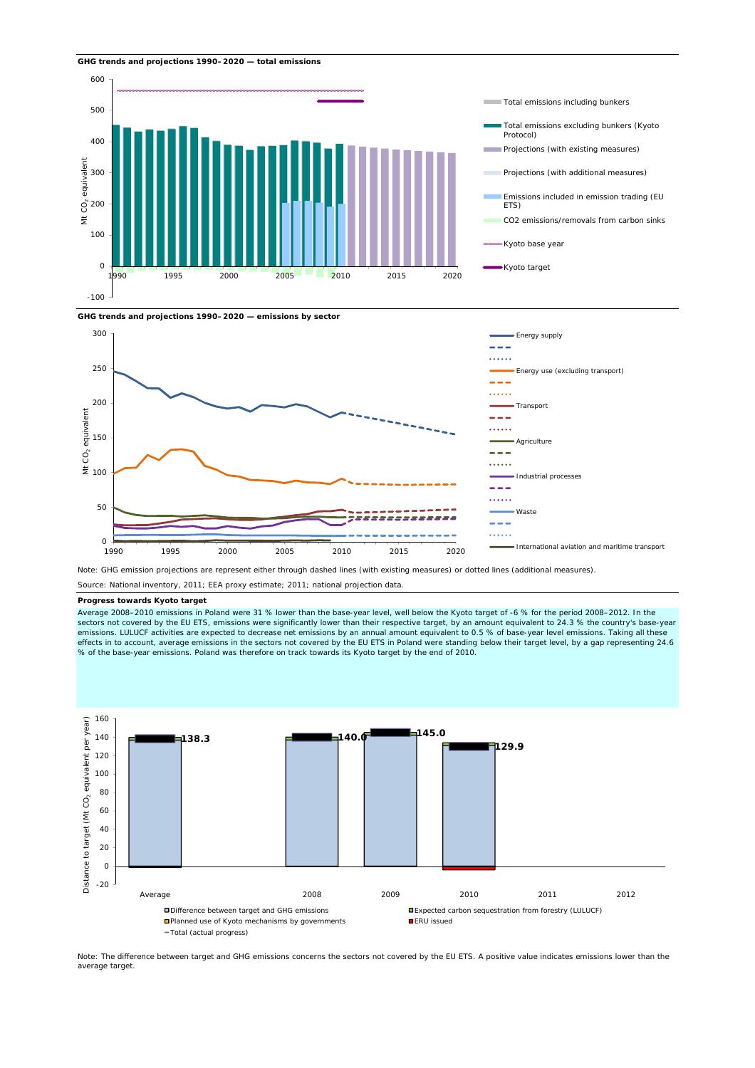**GHG trends and projections 1990–2020 — total emissions**

600
500
400
300
200
100
0
-100

Mt $CO_2$ equivalent

1990 1995 2000 2005 2010 2015 2020

Total emissions including bunkers
Total emissions excluding bunkers (Kyoto Protocol)
Projections (with existing measures)
Projections (with additional measures)
Emissions included in emission trading (EU ETS)
CO2 emissions/removals from carbon sinks
Kyoto base year
Kyoto target

**GHG trends and projections 1990–2020 — emissions by sector**

300
250
200
150
100
50
0

Mt $CO_2$ equivalent

1990 1995 2000 2005 2010 2015 2020

Energy supply
Energy use (excluding transport)
Transport
Agriculture
Industrial processes
Waste
International aviation and maritime transport

Note: GHG emission projections are represent either through dashed lines (with existing measures) or dotted lines (additional measures).

Source: National inventory, 2011; EEA proxy estimate; 2011; national projection data.

**Progress towards Kyoto target**

Average 2008–2010 emissions in Poland were 31 % lower than the base-year level, well below the Kyoto target of -6 % for the period 2008–2012. In the sectors not covered by the EU ETS, emissions were significantly lower than their respective target, by an amount equivalent to 24.3 % the country's base-year emissions. LULUCF activities are expected to decrease net emissions by an annual amount equivalent to 0.5 % of base-year level emissions. Taking all these effects in to account, average emissions in the sectors not covered by the EU ETS in Poland were standing below their target level, by a gap representing 24.6 % of the base-year emissions. Poland was therefore on track towards its Kyoto target by the end of 2010.

160
140
120
100
80
60
40
20
0
-20

Distance to target (Mt $CO_2$ equivalent per year)

138.3
140.0
145.0
129.9

Average 2008 2009 2010 2011 2012

Difference between target and GHG emissions
Expected carbon sequestration from forestry (LULUCF)
Planned use of Kyoto mechanisms by governments
ERU issued
Total (actual progress)

Note: The difference between target and GHG emissions concerns the sectors not covered by the EU ETS. A positive value indicates emissions lower than the average target.